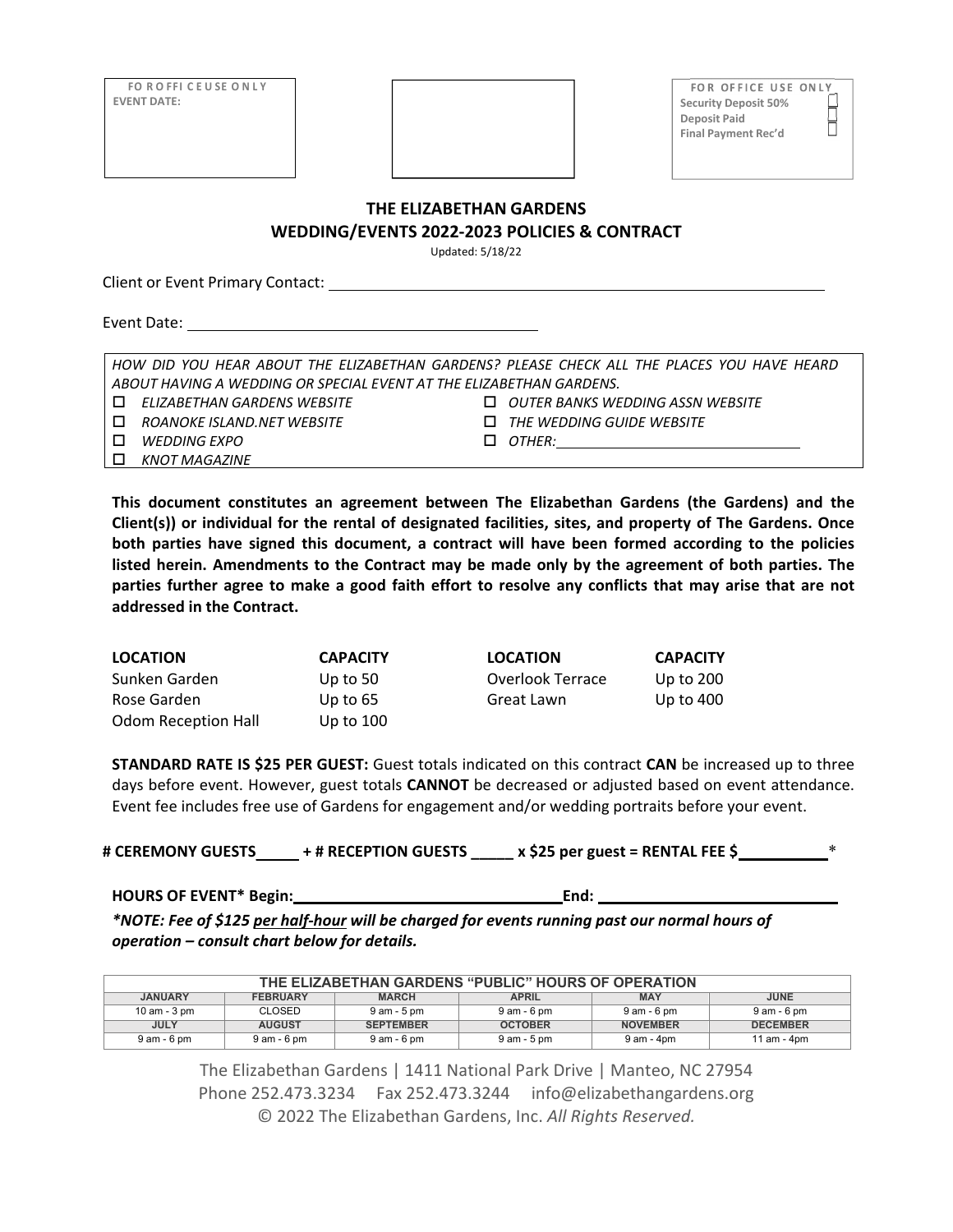FO R O FFI C E U SE O N L Y
EVENT DATE:

FOR OFFICE USE ONLY
Security Deposit 50% ☐
Deposit Paid ☐
Final Payment Rec'd ☐

# THE ELIZABETHAN GARDENS
## WEDDING/EVENTS 2022-2023 POLICIES & CONTRACT

Updated: 5/18/22

Client or Event Primary Contact: ____________________________________________

Event Date: ______________________________

*HOW DID YOU HEAR ABOUT THE ELIZABETHAN GARDENS? PLEASE CHECK ALL THE PLACES YOU HAVE HEARD ABOUT HAVING A WEDDING OR SPECIAL EVENT AT THE ELIZABETHAN GARDENS.*

- ☐ *ELIZABETHAN GARDENS WEBSITE*
- ☐ *ROANOKE ISLAND.NET WEBSITE*
- ☐ *WEDDING EXPO*
- ☐ *KNOT MAGAZINE*
- ☐ *OUTER BANKS WEDDING ASSN WEBSITE*
- ☐ *THE WEDDING GUIDE WEBSITE*
- ☐ *OTHER:* ______________________

**This document constitutes an agreement between The Elizabethan Gardens (the Gardens) and the Client(s)) or individual for the rental of designated facilities, sites, and property of The Gardens. Once both parties have signed this document, a contract will have been formed according to the policies listed herein. Amendments to the Contract may be made only by the agreement of both parties. The parties further agree to make a good faith effort to resolve any conflicts that may arise that are not addressed in the Contract.**

| **LOCATION** | **CAPACITY** | **LOCATION** | **CAPACITY** |
|---|---|---|---|
| Sunken Garden | Up to 50 | Overlook Terrace | Up to 200 |
| Rose Garden | Up to 65 | Great Lawn | Up to 400 |
| Odom Reception Hall | Up to 100 | | |

**STANDARD RATE IS $25 PER GUEST:** Guest totals indicated on this contract **CAN** be increased up to three days before event. However, guest totals **CANNOT** be decreased or adjusted based on event attendance. Event fee includes free use of Gardens for engagement and/or wedding portraits before your event.

**# CEREMONY GUESTS_____ + # RECEPTION GUESTS _____ x $25 per guest = RENTAL FEE $__________**\*

**HOURS OF EVENT\* Begin:______________________________End: ____________________________**

***\*NOTE: Fee of $125 <u>per half-hour</u> will be charged for events running past our normal hours of operation – consult chart below for details.***

| THE ELIZABETHAN GARDENS "PUBLIC" HOURS OF OPERATION | | | | | |
|---|---|---|---|---|---|
| JANUARY | FEBRUARY | MARCH | APRIL | MAY | JUNE |
| 10 am - 3 pm | CLOSED | 9 am - 5 pm | 9 am - 6 pm | 9 am - 6 pm | 9 am - 6 pm |
| JULY | AUGUST | SEPTEMBER | OCTOBER | NOVEMBER | DECEMBER |
| 9 am - 6 pm | 9 am - 6 pm | 9 am - 6 pm | 9 am - 5 pm | 9 am - 4pm | 11 am - 4pm |

The Elizabethan Gardens | 1411 National Park Drive | Manteo, NC 27954
Phone 252.473.3234 Fax 252.473.3244 info@elizabethangardens.org
© 2022 The Elizabethan Gardens, Inc. *All Rights Reserved.*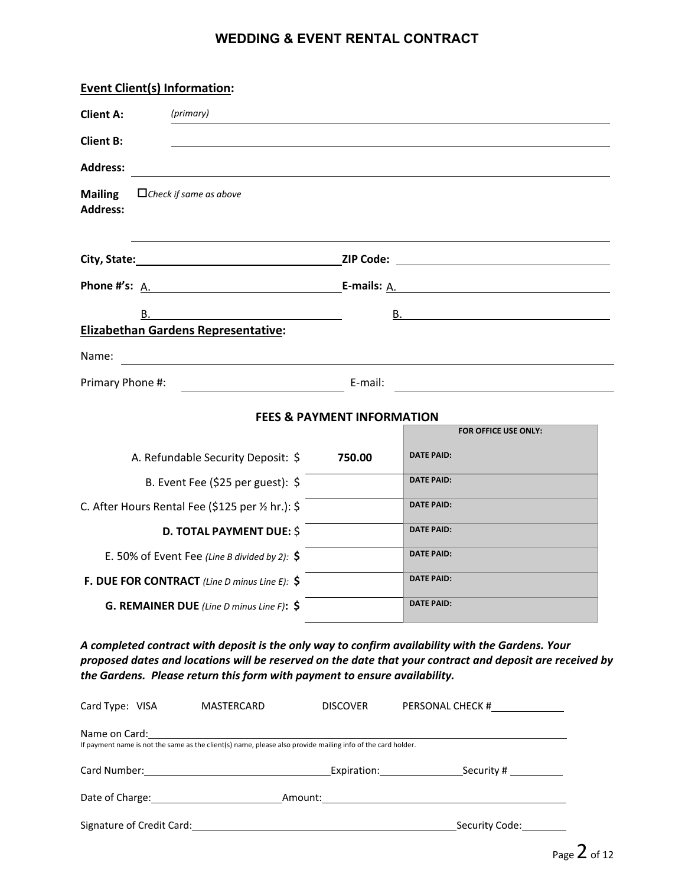# WEDDING & EVENT RENTAL CONTRACT

**Event Client(s) Information:**

**Client A:** *(primary)* \_\_\_\_\_\_\_\_\_\_\_\_\_\_\_\_\_\_\_\_\_\_\_\_\_\_\_\_\_\_\_\_\_\_\_\_\_\_\_\_

**Client B:** \_\_\_\_\_\_\_\_\_\_\_\_\_\_\_\_\_\_\_\_\_\_\_\_\_\_\_\_\_\_\_\_\_\_\_\_\_\_\_\_

**Address:** \_\_\_\_\_\_\_\_\_\_\_\_\_\_\_\_\_\_\_\_\_\_\_\_\_\_\_\_\_\_\_\_\_\_\_\_\_\_\_\_

**Mailing Address:** ☐ *Check if same as above*

\_\_\_\_\_\_\_\_\_\_\_\_\_\_\_\_\_\_\_\_\_\_\_\_\_\_\_\_\_\_\_\_\_\_\_\_\_\_\_\_

**City, State:** \_\_\_\_\_\_\_\_\_\_\_\_\_\_\_\_\_\_\_\_ **ZIP Code:** \_\_\_\_\_\_\_\_\_\_\_\_\_\_\_\_\_\_\_\_

**Phone #'s:** A. \_\_\_\_\_\_\_\_\_\_\_\_\_\_\_\_\_\_\_\_ **E-mails:** A. \_\_\_\_\_\_\_\_\_\_\_\_\_\_\_\_\_\_\_\_

B. \_\_\_\_\_\_\_\_\_\_\_\_\_\_\_\_\_\_\_\_ B. \_\_\_\_\_\_\_\_\_\_\_\_\_\_\_\_\_\_\_\_

**Elizabethan Gardens Representative:**

Name: \_\_\_\_\_\_\_\_\_\_\_\_\_\_\_\_\_\_\_\_\_\_\_\_\_\_\_\_\_\_\_\_\_\_\_\_\_\_\_\_

Primary Phone #: \_\_\_\_\_\_\_\_\_\_\_\_\_\_\_\_\_\_\_\_ E-mail: \_\_\_\_\_\_\_\_\_\_\_\_\_\_\_\_\_\_\_\_

## FEES & PAYMENT INFORMATION

| | | FOR OFFICE USE ONLY: |
|---|---|---|
| A. Refundable Security Deposit: $ | **750.00** | DATE PAID: |
| B. Event Fee ($25 per guest): $ | | DATE PAID: |
| C. After Hours Rental Fee ($125 per ½ hr.): $ | | DATE PAID: |
| **D. TOTAL PAYMENT DUE:** $ | | DATE PAID: |
| E. 50% of Event Fee *(Line B divided by 2)*: **$** | | DATE PAID: |
| **F. DUE FOR CONTRACT** *(Line D minus Line E)*: **$** | | DATE PAID: |
| **G. REMAINER DUE** *(Line D minus Line F)*: **$** | | DATE PAID: |

***A completed contract with deposit is the only way to confirm availability with the Gardens. Your proposed dates and locations will be reserved on the date that your contract and deposit are received by the Gardens. Please return this form with payment to ensure availability.***

Card Type: VISA MASTERCARD DISCOVER PERSONAL CHECK # \_\_\_\_\_\_\_\_\_\_

Name on Card: \_\_\_\_\_\_\_\_\_\_\_\_\_\_\_\_\_\_\_\_\_\_\_\_\_\_\_\_\_\_\_\_\_\_\_\_\_\_\_\_

If payment name is not the same as the client(s) name, please also provide mailing info of the card holder.

Card Number: \_\_\_\_\_\_\_\_\_\_\_\_\_\_\_\_\_\_\_\_ Expiration: \_\_\_\_\_\_\_\_\_\_ Security # \_\_\_\_\_\_\_\_

Date of Charge: \_\_\_\_\_\_\_\_\_\_\_\_\_\_\_\_\_\_\_\_ Amount: \_\_\_\_\_\_\_\_\_\_\_\_\_\_\_\_\_\_\_\_

Signature of Credit Card: \_\_\_\_\_\_\_\_\_\_\_\_\_\_\_\_\_\_\_\_\_\_\_\_\_\_\_\_\_\_\_\_ Security Code: \_\_\_\_\_\_\_\_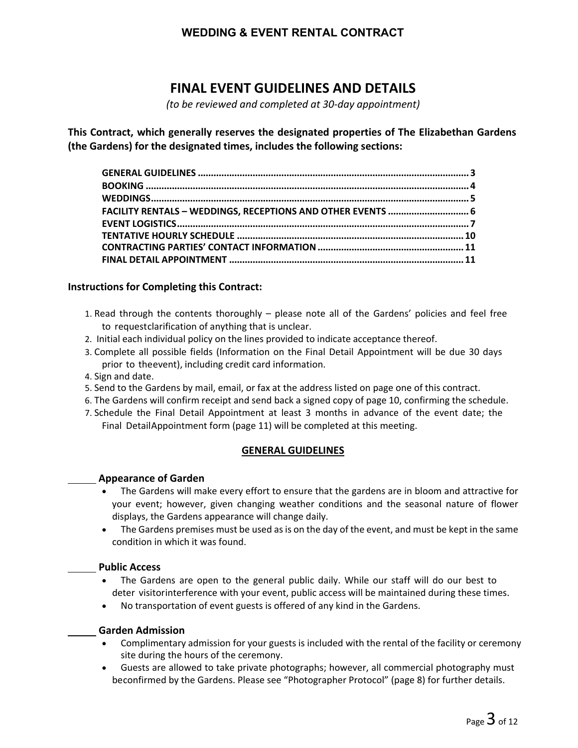# WEDDING & EVENT RENTAL CONTRACT

## FINAL EVENT GUIDELINES AND DETAILS

*(to be reviewed and completed at 30-day appointment)*

**This Contract, which generally reserves the designated properties of The Elizabethan Gardens (the Gardens) for the designated times, includes the following sections:**

**GENERAL GUIDELINES ........................................................ 3**
**BOOKING ........................................................ 4**
**WEDDINGS........................................................ 5**
**FACILITY RENTALS – WEDDINGS, RECEPTIONS AND OTHER EVENTS ........................ 6**
**EVENT LOGISTICS........................................................ 7**
**TENTATIVE HOURLY SCHEDULE ........................................................ 10**
**CONTRACTING PARTIES' CONTACT INFORMATION ........................................ 11**
**FINAL DETAIL APPOINTMENT ........................................................ 11**

### Instructions for Completing this Contract:

1. Read through the contents thoroughly – please note all of the Gardens' policies and feel free to requestclarification of anything that is unclear.
2. Initial each individual policy on the lines provided to indicate acceptance thereof.
3. Complete all possible fields (Information on the Final Detail Appointment will be due 30 days prior to theevent), including credit card information.
4. Sign and date.
5. Send to the Gardens by mail, email, or fax at the address listed on page one of this contract.
6. The Gardens will confirm receipt and send back a signed copy of page 10, confirming the schedule.
7. Schedule the Final Detail Appointment at least 3 months in advance of the event date; the Final DetailAppointment form (page 11) will be completed at this meeting.

## GENERAL GUIDELINES

_____ **Appearance of Garden**

- The Gardens will make every effort to ensure that the gardens are in bloom and attractive for your event; however, given changing weather conditions and the seasonal nature of flower displays, the Gardens appearance will change daily.
- The Gardens premises must be used as is on the day of the event, and must be kept in the same condition in which it was found.

_____ **Public Access**

- The Gardens are open to the general public daily. While our staff will do our best to deter visitorinterference with your event, public access will be maintained during these times.
- No transportation of event guests is offered of any kind in the Gardens.

_____ **Garden Admission**

- Complimentary admission for your guests is included with the rental of the facility or ceremony site during the hours of the ceremony.
- Guests are allowed to take private photographs; however, all commercial photography must beconfirmed by the Gardens. Please see "Photographer Protocol" (page 8) for further details.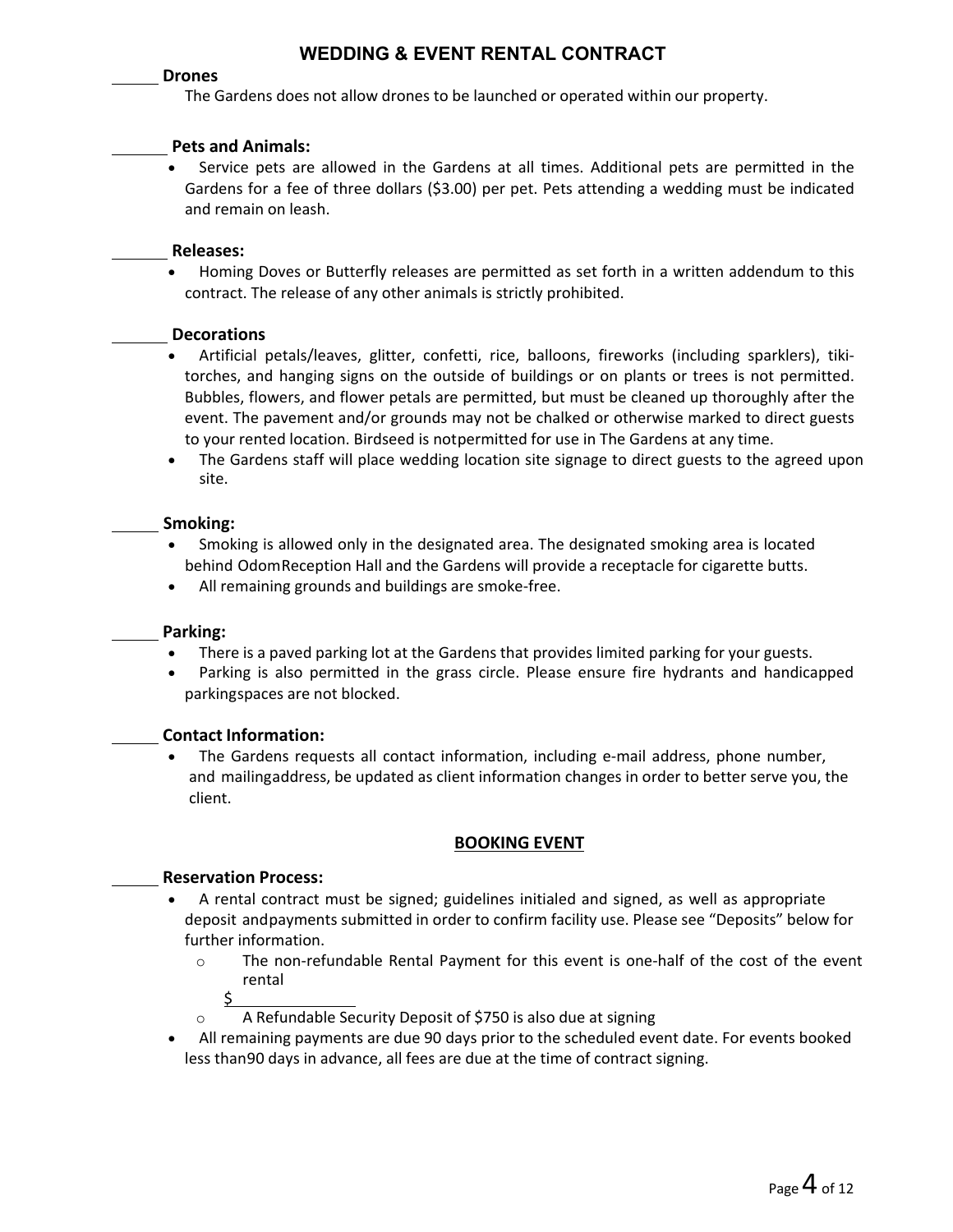# WEDDING & EVENT RENTAL CONTRACT

______ **Drones**

The Gardens does not allow drones to be launched or operated within our property.

______ **Pets and Animals:**

- Service pets are allowed in the Gardens at all times. Additional pets are permitted in the Gardens for a fee of three dollars ($3.00) per pet. Pets attending a wedding must be indicated and remain on leash.

______ **Releases:**

- Homing Doves or Butterfly releases are permitted as set forth in a written addendum to this contract. The release of any other animals is strictly prohibited.

______ **Decorations**

- Artificial petals/leaves, glitter, confetti, rice, balloons, fireworks (including sparklers), tiki-torches, and hanging signs on the outside of buildings or on plants or trees is not permitted. Bubbles, flowers, and flower petals are permitted, but must be cleaned up thoroughly after the event. The pavement and/or grounds may not be chalked or otherwise marked to direct guests to your rented location. Birdseed is notpermitted for use in The Gardens at any time.
- The Gardens staff will place wedding location site signage to direct guests to the agreed upon site.

______ **Smoking:**

- Smoking is allowed only in the designated area. The designated smoking area is located behind OdomReception Hall and the Gardens will provide a receptacle for cigarette butts.
- All remaining grounds and buildings are smoke-free.

______ **Parking:**

- There is a paved parking lot at the Gardens that provides limited parking for your guests.
- Parking is also permitted in the grass circle. Please ensure fire hydrants and handicapped parkingspaces are not blocked.

______ **Contact Information:**

- The Gardens requests all contact information, including e-mail address, phone number, and mailingaddress, be updated as client information changes in order to better serve you, the client.

## BOOKING EVENT

______ **Reservation Process:**

- A rental contract must be signed; guidelines initialed and signed, as well as appropriate deposit andpayments submitted in order to confirm facility use. Please see "Deposits" below for further information.
  - The non-refundable Rental Payment for this event is one-half of the cost of the event rental
    $______________
  - A Refundable Security Deposit of $750 is also due at signing
- All remaining payments are due 90 days prior to the scheduled event date. For events booked less than90 days in advance, all fees are due at the time of contract signing.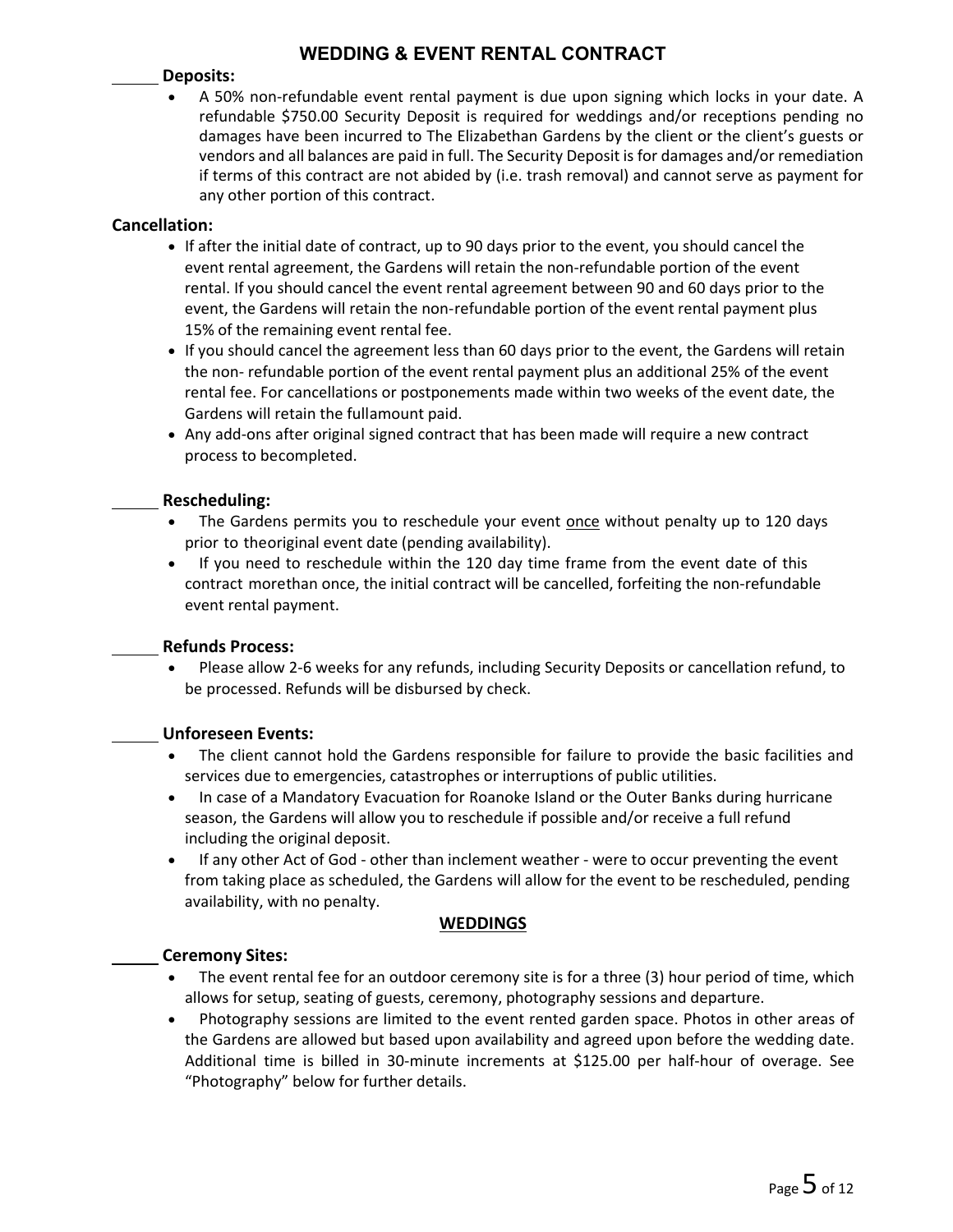# WEDDING & EVENT RENTAL CONTRACT

_____ **Deposits:**

- A 50% non-refundable event rental payment is due upon signing which locks in your date. A refundable $750.00 Security Deposit is required for weddings and/or receptions pending no damages have been incurred to The Elizabethan Gardens by the client or the client's guests or vendors and all balances are paid in full. The Security Deposit is for damages and/or remediation if terms of this contract are not abided by (i.e. trash removal) and cannot serve as payment for any other portion of this contract.

**Cancellation:**

- If after the initial date of contract, up to 90 days prior to the event, you should cancel the event rental agreement, the Gardens will retain the non-refundable portion of the event rental. If you should cancel the event rental agreement between 90 and 60 days prior to the event, the Gardens will retain the non-refundable portion of the event rental payment plus 15% of the remaining event rental fee.
- If you should cancel the agreement less than 60 days prior to the event, the Gardens will retain the non- refundable portion of the event rental payment plus an additional 25% of the event rental fee. For cancellations or postponements made within two weeks of the event date, the Gardens will retain the fullamount paid.
- Any add-ons after original signed contract that has been made will require a new contract process to becompleted.

_____ **Rescheduling:**

- The Gardens permits you to reschedule your event once without penalty up to 120 days prior to theoriginal event date (pending availability).
- If you need to reschedule within the 120 day time frame from the event date of this contract morethan once, the initial contract will be cancelled, forfeiting the non-refundable event rental payment.

_____ **Refunds Process:**

- Please allow 2-6 weeks for any refunds, including Security Deposits or cancellation refund, to be processed. Refunds will be disbursed by check.

_____ **Unforeseen Events:**

- The client cannot hold the Gardens responsible for failure to provide the basic facilities and services due to emergencies, catastrophes or interruptions of public utilities.
- In case of a Mandatory Evacuation for Roanoke Island or the Outer Banks during hurricane season, the Gardens will allow you to reschedule if possible and/or receive a full refund including the original deposit.
- If any other Act of God - other than inclement weather - were to occur preventing the event from taking place as scheduled, the Gardens will allow for the event to be rescheduled, pending availability, with no penalty.

## WEDDINGS

_____ **Ceremony Sites:**

- The event rental fee for an outdoor ceremony site is for a three (3) hour period of time, which allows for setup, seating of guests, ceremony, photography sessions and departure.
- Photography sessions are limited to the event rented garden space. Photos in other areas of the Gardens are allowed but based upon availability and agreed upon before the wedding date. Additional time is billed in 30-minute increments at $125.00 per half-hour of overage. See "Photography" below for further details.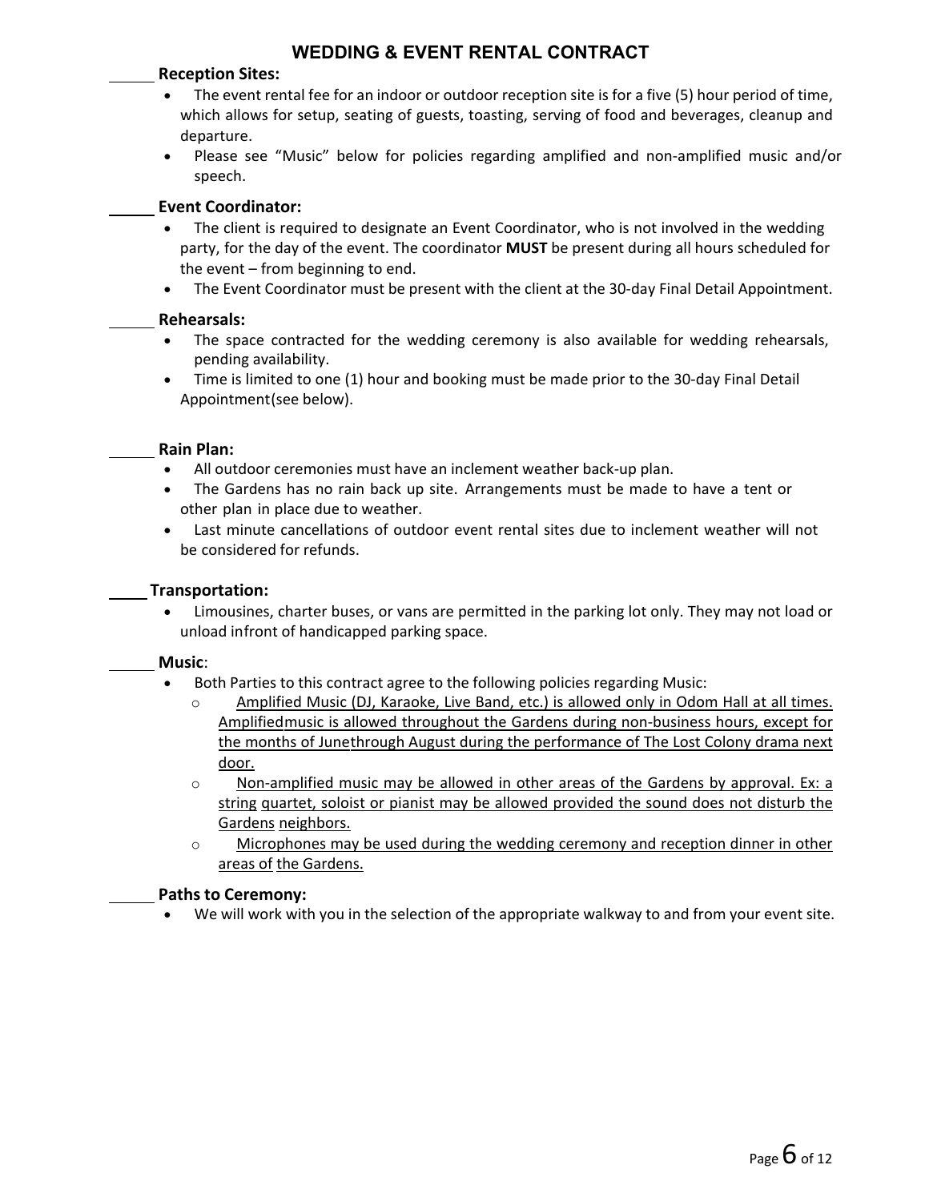# WEDDING & EVENT RENTAL CONTRACT

_____ **Reception Sites:**

- The event rental fee for an indoor or outdoor reception site is for a five (5) hour period of time, which allows for setup, seating of guests, toasting, serving of food and beverages, cleanup and departure.
- Please see "Music" below for policies regarding amplified and non-amplified music and/or speech.

_____ **Event Coordinator:**

- The client is required to designate an Event Coordinator, who is not involved in the wedding party, for the day of the event. The coordinator **MUST** be present during all hours scheduled for the event – from beginning to end.
- The Event Coordinator must be present with the client at the 30-day Final Detail Appointment.

_____ **Rehearsals:**

- The space contracted for the wedding ceremony is also available for wedding rehearsals, pending availability.
- Time is limited to one (1) hour and booking must be made prior to the 30-day Final Detail Appointment(see below).

_____ **Rain Plan:**

- All outdoor ceremonies must have an inclement weather back-up plan.
- The Gardens has no rain back up site. Arrangements must be made to have a tent or other plan in place due to weather.
- Last minute cancellations of outdoor event rental sites due to inclement weather will not be considered for refunds.

_____ **Transportation:**

- Limousines, charter buses, or vans are permitted in the parking lot only. They may not load or unload infront of handicapped parking space.

_____ **Music**:

- Both Parties to this contract agree to the following policies regarding Music:
  - Amplified Music (DJ, Karaoke, Live Band, etc.) is allowed only in Odom Hall at all times. Amplifiedmusic is allowed throughout the Gardens during non-business hours, except for the months of Junethrough August during the performance of The Lost Colony drama next door.
  - Non-amplified music may be allowed in other areas of the Gardens by approval. Ex: a string quartet, soloist or pianist may be allowed provided the sound does not disturb the Gardens neighbors.
  - Microphones may be used during the wedding ceremony and reception dinner in other areas of the Gardens.

_____ **Paths to Ceremony:**

- We will work with you in the selection of the appropriate walkway to and from your event site.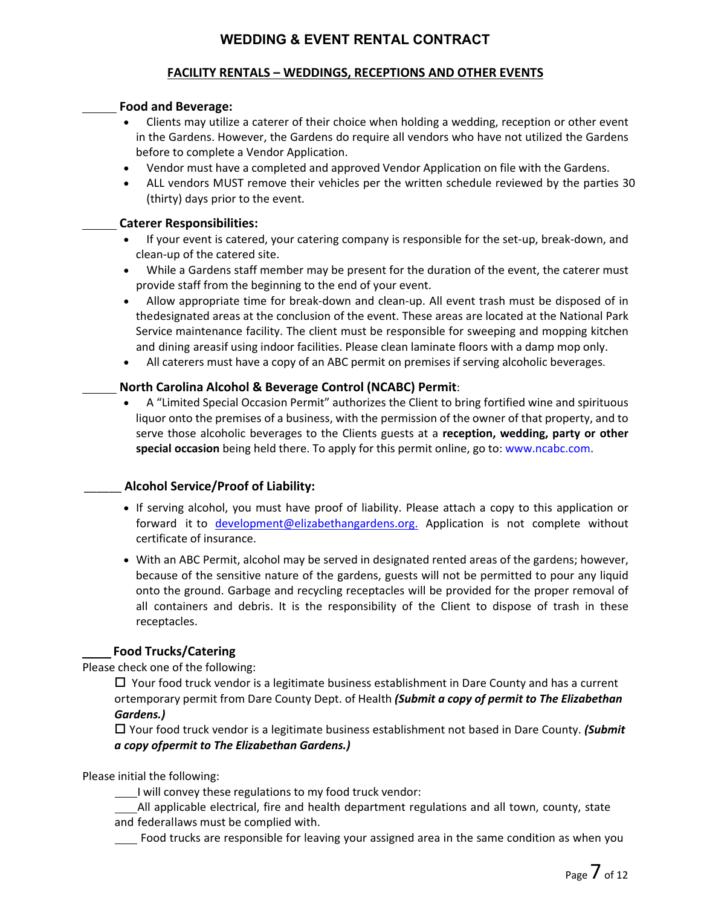# WEDDING & EVENT RENTAL CONTRACT

## FACILITY RENTALS – WEDDINGS, RECEPTIONS AND OTHER EVENTS

______ **Food and Beverage:**

- Clients may utilize a caterer of their choice when holding a wedding, reception or other event in the Gardens. However, the Gardens do require all vendors who have not utilized the Gardens before to complete a Vendor Application.
- Vendor must have a completed and approved Vendor Application on file with the Gardens.
- ALL vendors MUST remove their vehicles per the written schedule reviewed by the parties 30 (thirty) days prior to the event.

______ **Caterer Responsibilities:**

- If your event is catered, your catering company is responsible for the set-up, break-down, and clean-up of the catered site.
- While a Gardens staff member may be present for the duration of the event, the caterer must provide staff from the beginning to the end of your event.
- Allow appropriate time for break-down and clean-up. All event trash must be disposed of in thedesignated areas at the conclusion of the event. These areas are located at the National Park Service maintenance facility. The client must be responsible for sweeping and mopping kitchen and dining areasif using indoor facilities. Please clean laminate floors with a damp mop only.
- All caterers must have a copy of an ABC permit on premises if serving alcoholic beverages.

______ **North Carolina Alcohol & Beverage Control (NCABC) Permit**:

- A "Limited Special Occasion Permit" authorizes the Client to bring fortified wine and spirituous liquor onto the premises of a business, with the permission of the owner of that property, and to serve those alcoholic beverages to the Clients guests at a **reception, wedding, party or other special occasion** being held there. To apply for this permit online, go to: www.ncabc.com.

______ **Alcohol Service/Proof of Liability:**

- If serving alcohol, you must have proof of liability. Please attach a copy to this application or forward it to development@elizabethangardens.org. Application is not complete without certificate of insurance.
- With an ABC Permit, alcohol may be served in designated rented areas of the gardens; however, because of the sensitive nature of the gardens, guests will not be permitted to pour any liquid onto the ground. Garbage and recycling receptacles will be provided for the proper removal of all containers and debris. It is the responsibility of the Client to dispose of trash in these receptacles.

____ **Food Trucks/Catering**

Please check one of the following:

☐ Your food truck vendor is a legitimate business establishment in Dare County and has a current ortemporary permit from Dare County Dept. of Health ***(Submit a copy of permit to The Elizabethan Gardens.)***

☐ Your food truck vendor is a legitimate business establishment not based in Dare County. ***(Submit a copy ofpermit to The Elizabethan Gardens.)***

Please initial the following:

____I will convey these regulations to my food truck vendor:

____All applicable electrical, fire and health department regulations and all town, county, state and federallaws must be complied with.

____ Food trucks are responsible for leaving your assigned area in the same condition as when you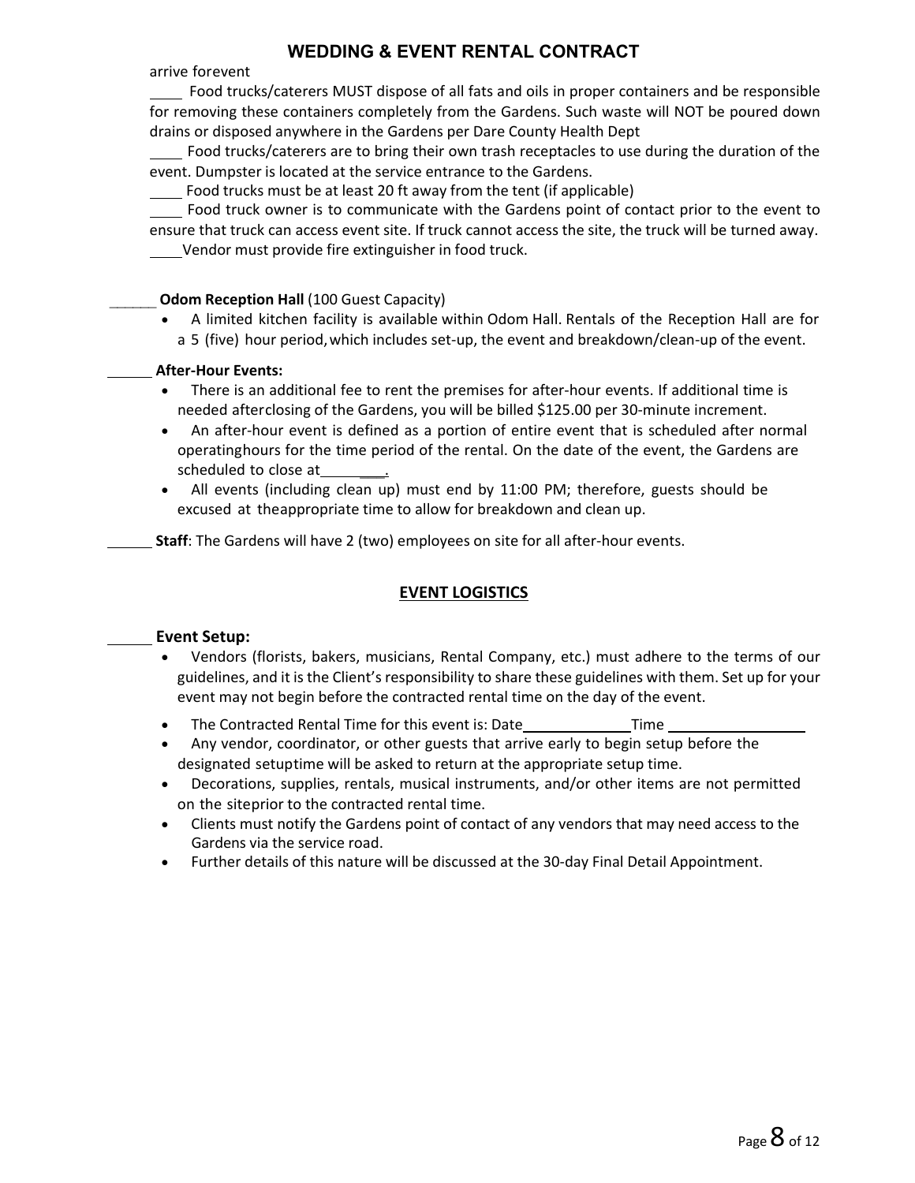arrive forevent

____ Food trucks/caterers MUST dispose of all fats and oils in proper containers and be responsible for removing these containers completely from the Gardens. Such waste will NOT be poured down drains or disposed anywhere in the Gardens per Dare County Health Dept

____ Food trucks/caterers are to bring their own trash receptacles to use during the duration of the event. Dumpster is located at the service entrance to the Gardens.

____ Food trucks must be at least 20 ft away from the tent (if applicable)

____ Food truck owner is to communicate with the Gardens point of contact prior to the event to ensure that truck can access event site. If truck cannot access the site, the truck will be turned away.

____ Vendor must provide fire extinguisher in food truck.

______ **Odom Reception Hall** (100 Guest Capacity)

- A limited kitchen facility is available within Odom Hall. Rentals of the Reception Hall are for a 5 (five) hour period, which includes set-up, the event and breakdown/clean-up of the event.

______ **After-Hour Events:**

- There is an additional fee to rent the premises for after-hour events. If additional time is needed afterclosing of the Gardens, you will be billed $125.00 per 30-minute increment.
- An after-hour event is defined as a portion of entire event that is scheduled after normal operatinghours for the time period of the rental. On the date of the event, the Gardens are scheduled to close at________.
- All events (including clean up) must end by 11:00 PM; therefore, guests should be excused at theappropriate time to allow for breakdown and clean up.

______ **Staff**: The Gardens will have 2 (two) employees on site for all after-hour events.

## EVENT LOGISTICS

______ **Event Setup:**

- Vendors (florists, bakers, musicians, Rental Company, etc.) must adhere to the terms of our guidelines, and it is the Client's responsibility to share these guidelines with them. Set up for your event may not begin before the contracted rental time on the day of the event.
- The Contracted Rental Time for this event is: Date____________ Time ________________
- Any vendor, coordinator, or other guests that arrive early to begin setup before the designated setuptime will be asked to return at the appropriate setup time.
- Decorations, supplies, rentals, musical instruments, and/or other items are not permitted on the siteprior to the contracted rental time.
- Clients must notify the Gardens point of contact of any vendors that may need access to the Gardens via the service road.
- Further details of this nature will be discussed at the 30-day Final Detail Appointment.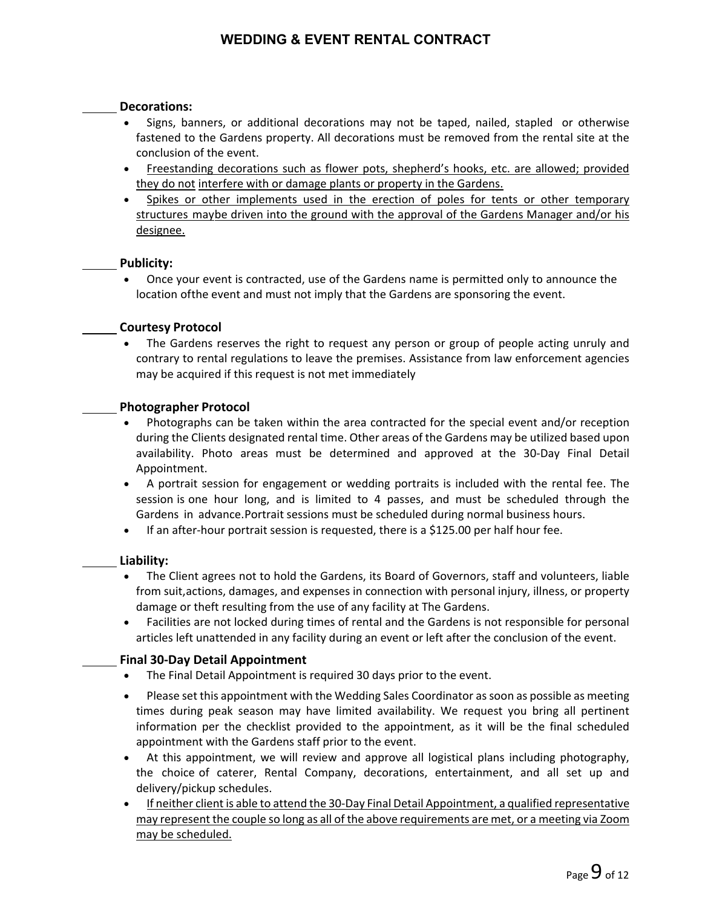**WEDDING & EVENT RENTAL CONTRACT**

_____ **Decorations:**

- Signs, banners, or additional decorations may not be taped, nailed, stapled or otherwise fastened to the Gardens property. All decorations must be removed from the rental site at the conclusion of the event.
- Freestanding decorations such as flower pots, shepherd's hooks, etc. are allowed; provided they do not interfere with or damage plants or property in the Gardens.
- Spikes or other implements used in the erection of poles for tents or other temporary structures maybe driven into the ground with the approval of the Gardens Manager and/or his designee.

_____ **Publicity:**

- Once your event is contracted, use of the Gardens name is permitted only to announce the location ofthe event and must not imply that the Gardens are sponsoring the event.

_____ **Courtesy Protocol**

- The Gardens reserves the right to request any person or group of people acting unruly and contrary to rental regulations to leave the premises. Assistance from law enforcement agencies may be acquired if this request is not met immediately

_____ **Photographer Protocol**

- Photographs can be taken within the area contracted for the special event and/or reception during the Clients designated rental time. Other areas of the Gardens may be utilized based upon availability. Photo areas must be determined and approved at the 30-Day Final Detail Appointment.
- A portrait session for engagement or wedding portraits is included with the rental fee. The session is one hour long, and is limited to 4 passes, and must be scheduled through the Gardens in advance.Portrait sessions must be scheduled during normal business hours.
- If an after-hour portrait session is requested, there is a $125.00 per half hour fee.

_____ **Liability:**

- The Client agrees not to hold the Gardens, its Board of Governors, staff and volunteers, liable from suit,actions, damages, and expenses in connection with personal injury, illness, or property damage or theft resulting from the use of any facility at The Gardens.
- Facilities are not locked during times of rental and the Gardens is not responsible for personal articles left unattended in any facility during an event or left after the conclusion of the event.

_____ **Final 30-Day Detail Appointment**

- The Final Detail Appointment is required 30 days prior to the event.
- Please set this appointment with the Wedding Sales Coordinator as soon as possible as meeting times during peak season may have limited availability. We request you bring all pertinent information per the checklist provided to the appointment, as it will be the final scheduled appointment with the Gardens staff prior to the event.
- At this appointment, we will review and approve all logistical plans including photography, the choice of caterer, Rental Company, decorations, entertainment, and all set up and delivery/pickup schedules.
- If neither client is able to attend the 30-Day Final Detail Appointment, a qualified representative may represent the couple so long as all of the above requirements are met, or a meeting via Zoom may be scheduled.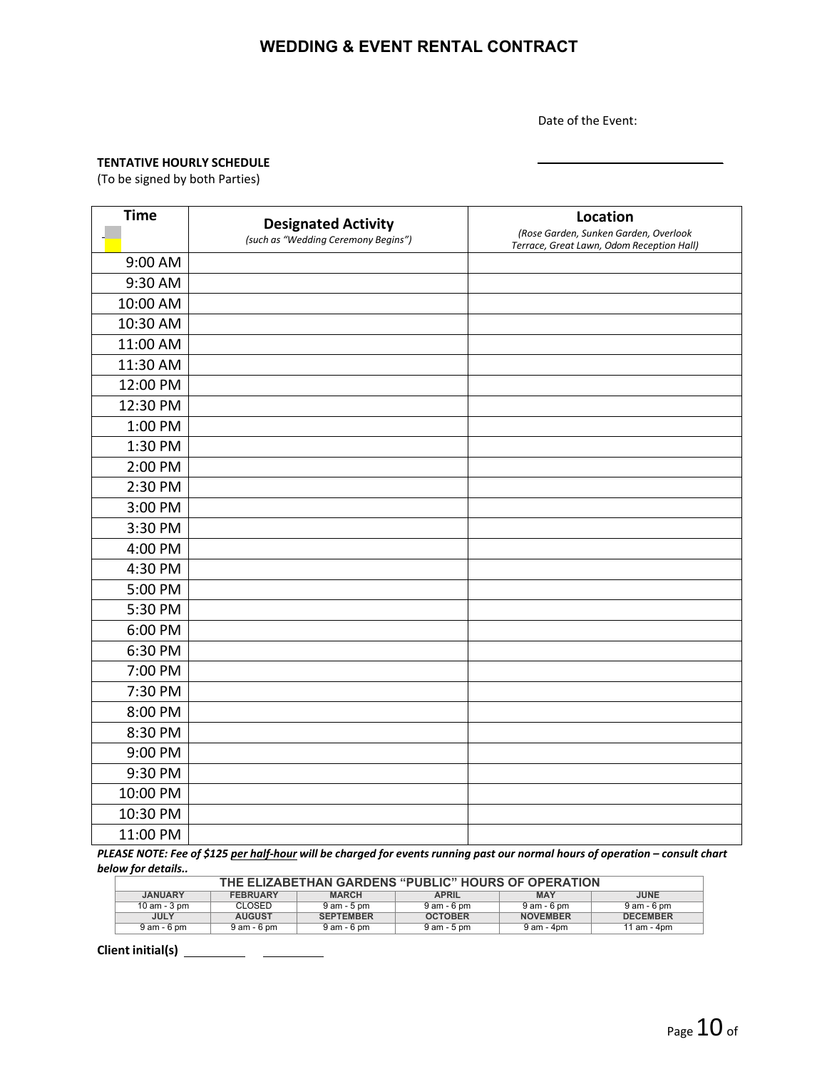# WEDDING & EVENT RENTAL CONTRACT

Date of the Event: ______________________

**TENTATIVE HOURLY SCHEDULE**
(To be signed by both Parties)

| Time | Designated Activity *(such as "Wedding Ceremony Begins")* | Location *(Rose Garden, Sunken Garden, Overlook Terrace, Great Lawn, Odom Reception Hall)* |
|---|---|---|
| 9:00 AM | | |
| 9:30 AM | | |
| 10:00 AM | | |
| 10:30 AM | | |
| 11:00 AM | | |
| 11:30 AM | | |
| 12:00 PM | | |
| 12:30 PM | | |
| 1:00 PM | | |
| 1:30 PM | | |
| 2:00 PM | | |
| 2:30 PM | | |
| 3:00 PM | | |
| 3:30 PM | | |
| 4:00 PM | | |
| 4:30 PM | | |
| 5:00 PM | | |
| 5:30 PM | | |
| 6:00 PM | | |
| 6:30 PM | | |
| 7:00 PM | | |
| 7:30 PM | | |
| 8:00 PM | | |
| 8:30 PM | | |
| 9:00 PM | | |
| 9:30 PM | | |
| 10:00 PM | | |
| 10:30 PM | | |
| 11:00 PM | | |

***PLEASE NOTE: Fee of $125 per half-hour will be charged for events running past our normal hours of operation – consult chart below for details..***

| THE ELIZABETHAN GARDENS "PUBLIC" HOURS OF OPERATION | | | | | |
|---|---|---|---|---|---|
| **JANUARY** | **FEBRUARY** | **MARCH** | **APRIL** | **MAY** | **JUNE** |
| 10 am - 3 pm | CLOSED | 9 am - 5 pm | 9 am - 6 pm | 9 am - 6 pm | 9 am - 6 pm |
| **JULY** | **AUGUST** | **SEPTEMBER** | **OCTOBER** | **NOVEMBER** | **DECEMBER** |
| 9 am - 6 pm | 9 am - 6 pm | 9 am - 6 pm | 9 am - 5 pm | 9 am - 4pm | 11 am - 4pm |

**Client initial(s)** __________ __________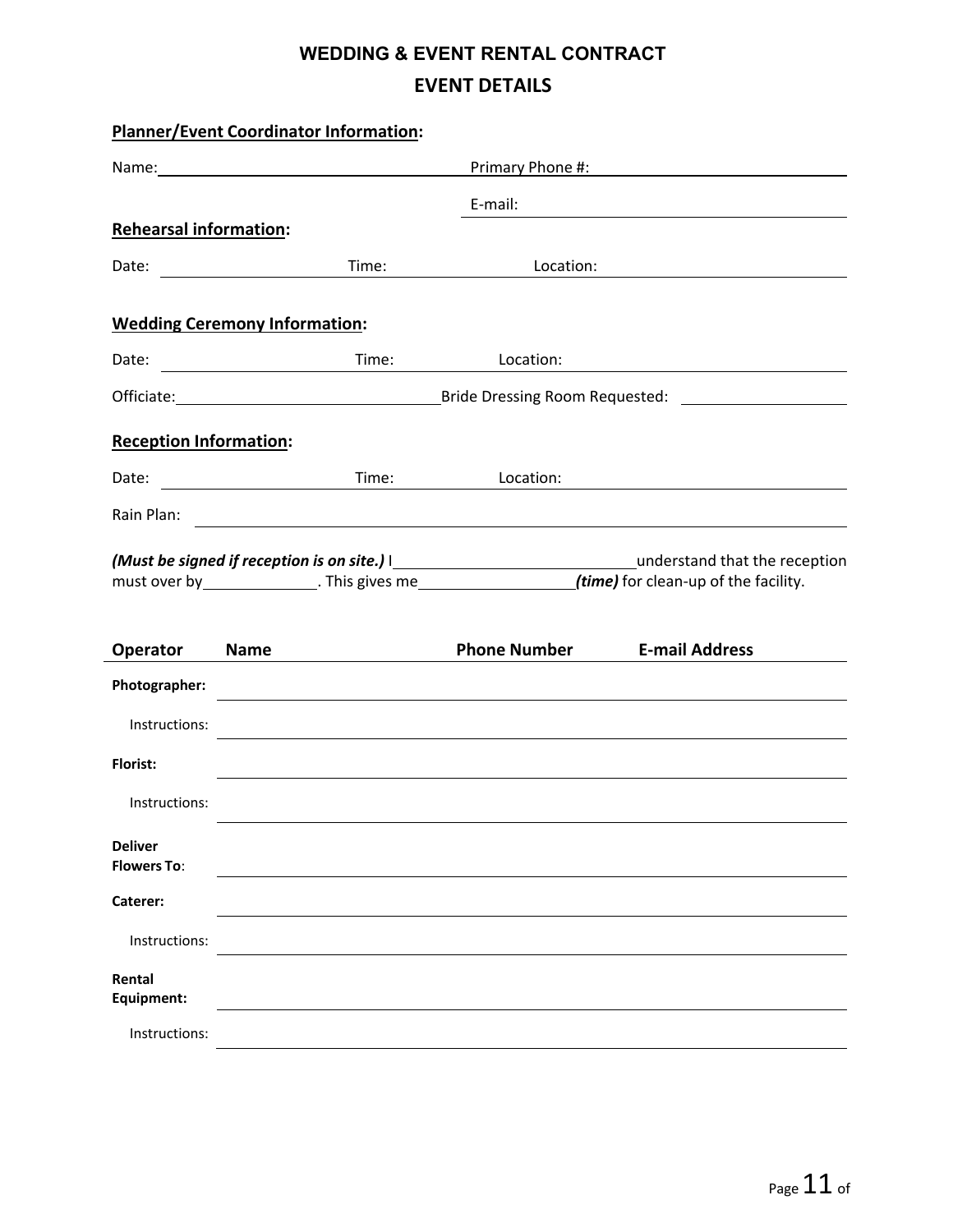# WEDDING & EVENT RENTAL CONTRACT

## EVENT DETAILS

**Planner/Event Coordinator Information:**

Name: ______________________ Primary Phone #: ______________________

E-mail: ______________________

**Rehearsal information:**

Date: ______________ Time: ______________ Location: ______________________

**Wedding Ceremony Information:**

Date: ______________ Time: ______________ Location: ______________________

Officiate: ______________________ Bride Dressing Room Requested: ______________

**Reception Information:**

Date: ______________ Time: ______________ Location: ______________________

Rain Plan: ______________________________________________

***(Must be signed if reception is on site.)*** I ______________________ understand that the reception must over by ______________. This gives me ______________ ***(time)*** for clean-up of the facility.

| Operator | Name | Phone Number | E-mail Address |
|---|---|---|---|
| **Photographer:** | | | |
| Instructions: | | | |
| **Florist:** | | | |
| Instructions: | | | |
| **Deliver Flowers To:** | | | |
| **Caterer:** | | | |
| Instructions: | | | |
| **Rental Equipment:** | | | |
| Instructions: | | | |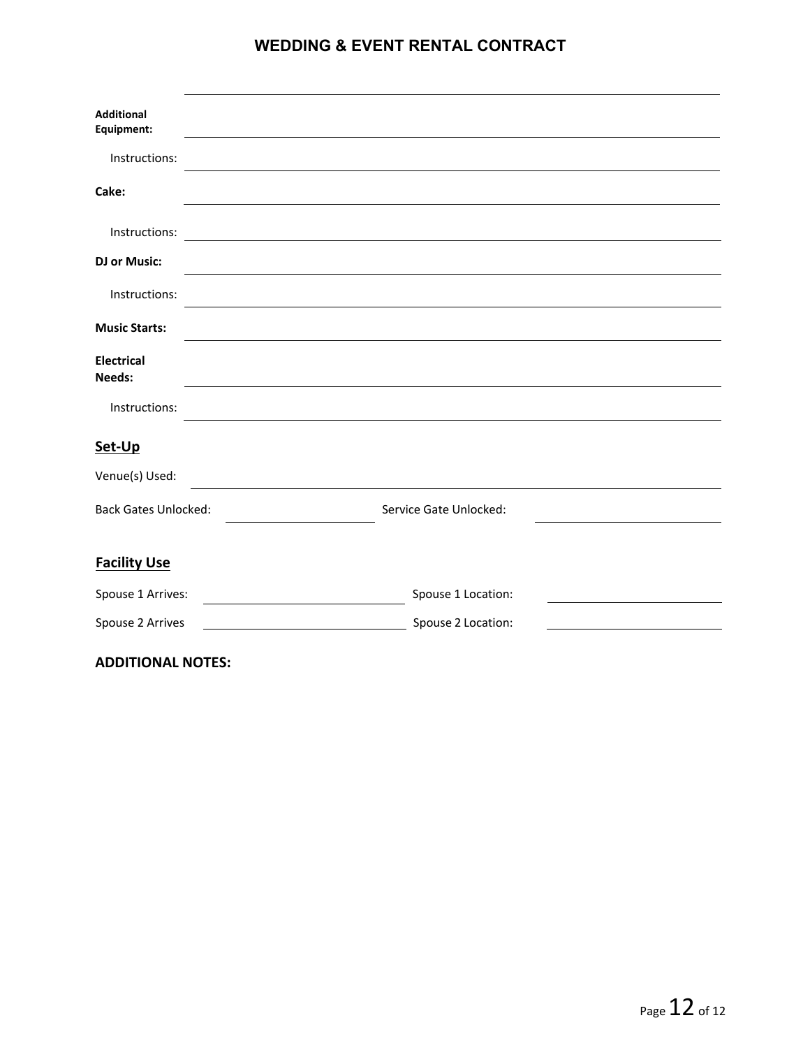# WEDDING & EVENT RENTAL CONTRACT

**Additional Equipment:** \_\_\_\_\_\_\_\_\_\_\_\_\_\_\_\_\_\_\_\_\_\_\_\_\_\_\_\_\_\_\_\_\_\_\_\_\_\_\_\_

Instructions: \_\_\_\_\_\_\_\_\_\_\_\_\_\_\_\_\_\_\_\_\_\_\_\_\_\_\_\_\_\_\_\_\_\_\_\_\_\_\_\_

**Cake:** \_\_\_\_\_\_\_\_\_\_\_\_\_\_\_\_\_\_\_\_\_\_\_\_\_\_\_\_\_\_\_\_\_\_\_\_\_\_\_\_

Instructions: \_\_\_\_\_\_\_\_\_\_\_\_\_\_\_\_\_\_\_\_\_\_\_\_\_\_\_\_\_\_\_\_\_\_\_\_\_\_\_\_

**DJ or Music:** \_\_\_\_\_\_\_\_\_\_\_\_\_\_\_\_\_\_\_\_\_\_\_\_\_\_\_\_\_\_\_\_\_\_\_\_\_\_\_\_

Instructions: \_\_\_\_\_\_\_\_\_\_\_\_\_\_\_\_\_\_\_\_\_\_\_\_\_\_\_\_\_\_\_\_\_\_\_\_\_\_\_\_

**Music Starts:** \_\_\_\_\_\_\_\_\_\_\_\_\_\_\_\_\_\_\_\_\_\_\_\_\_\_\_\_\_\_\_\_\_\_\_\_\_\_\_\_

**Electrical Needs:** \_\_\_\_\_\_\_\_\_\_\_\_\_\_\_\_\_\_\_\_\_\_\_\_\_\_\_\_\_\_\_\_\_\_\_\_\_\_\_\_

Instructions: \_\_\_\_\_\_\_\_\_\_\_\_\_\_\_\_\_\_\_\_\_\_\_\_\_\_\_\_\_\_\_\_\_\_\_\_\_\_\_\_

## Set-Up

Venue(s) Used: \_\_\_\_\_\_\_\_\_\_\_\_\_\_\_\_\_\_\_\_\_\_\_\_\_\_\_\_\_\_\_\_\_\_\_\_\_\_\_\_

Back Gates Unlocked: \_\_\_\_\_\_\_\_\_\_\_\_\_\_\_\_ Service Gate Unlocked: \_\_\_\_\_\_\_\_\_\_\_\_\_\_\_\_

## Facility Use

Spouse 1 Arrives: \_\_\_\_\_\_\_\_\_\_\_\_\_\_\_\_ Spouse 1 Location: \_\_\_\_\_\_\_\_\_\_\_\_\_\_\_\_

Spouse 2 Arrives \_\_\_\_\_\_\_\_\_\_\_\_\_\_\_\_ Spouse 2 Location: \_\_\_\_\_\_\_\_\_\_\_\_\_\_\_\_

**ADDITIONAL NOTES:**